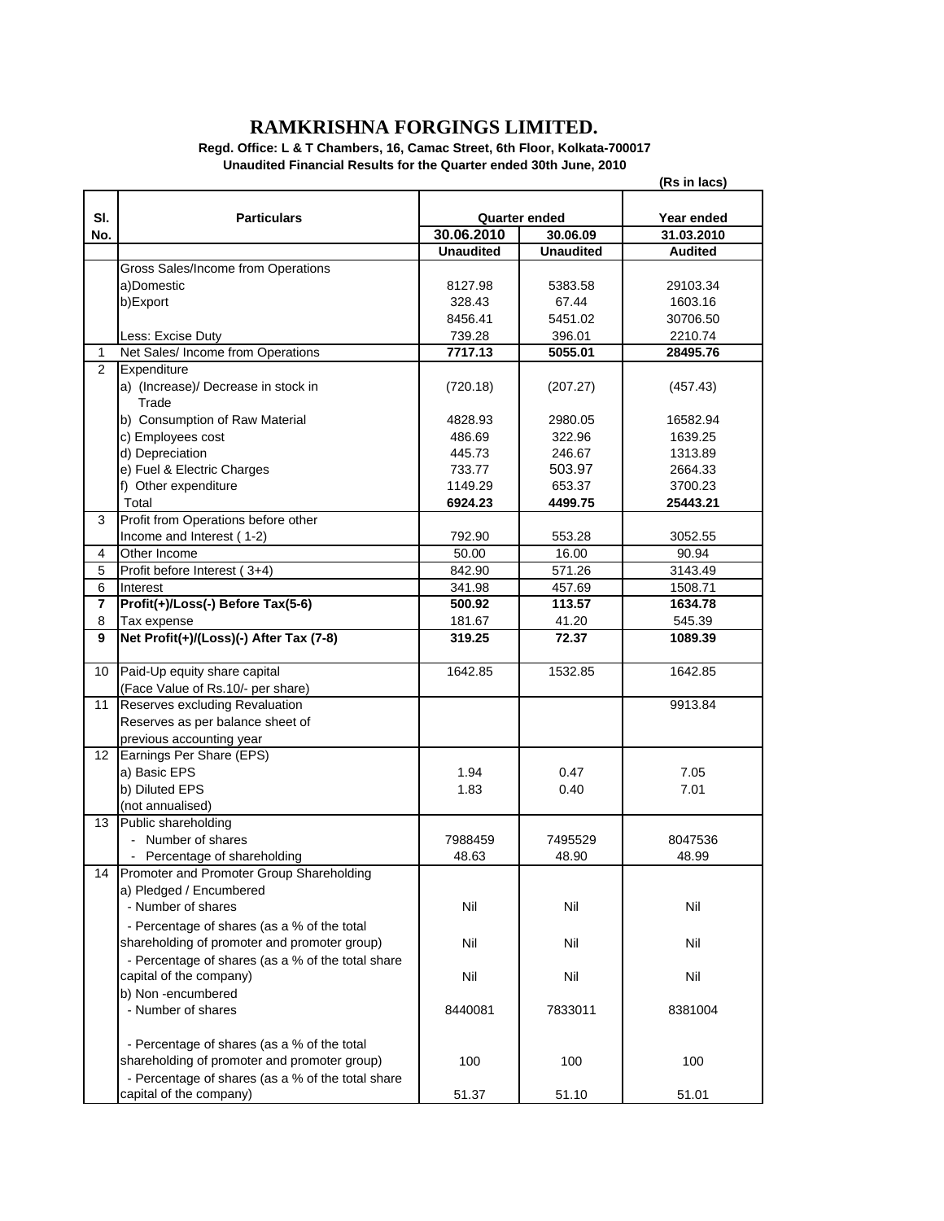# RAMKRISHNA FORGINGS LIMITED.

**Regd. Office: L & T Chambers, 16, Camac Street, 6th Floor, Kolkata-700017**

**Unaudited Financial Results for the Quarter ended 30th June, 2010**

**(Rs in lacs)**

| Sl. No. | Particulars | Quarter ended | | Year ended |
|---|---|---|---|---|
| | | **30.06.2010** | **30.06.09** | **31.03.2010** |
| | | **Unaudited** | **Unaudited** | **Audited** |
| | Gross Sales/Income from Operations | | | |
| | a)Domestic | 8127.98 | 5383.58 | 29103.34 |
| | b)Export | 328.43 | 67.44 | 1603.16 |
| | | 8456.41 | 5451.02 | 30706.50 |
| | Less: Excise Duty | 739.28 | 396.01 | 2210.74 |
| 1 | Net Sales/ Income from Operations | **7717.13** | **5055.01** | **28495.76** |
| 2 | Expenditure | | | |
| | a) (Increase)/ Decrease in stock in Trade | (720.18) | (207.27) | (457.43) |
| | b) Consumption of Raw Material | 4828.93 | 2980.05 | 16582.94 |
| | c) Employees cost | 486.69 | 322.96 | 1639.25 |
| | d) Depreciation | 445.73 | 246.67 | 1313.89 |
| | e) Fuel & Electric Charges | 733.77 | 503.97 | 2664.33 |
| | f) Other expenditure | 1149.29 | 653.37 | 3700.23 |
| | Total | **6924.23** | **4499.75** | **25443.21** |
| 3 | Profit from Operations before other Income and Interest ( 1-2) | 792.90 | 553.28 | 3052.55 |
| 4 | Other Income | 50.00 | 16.00 | 90.94 |
| 5 | Profit before Interest ( 3+4) | 842.90 | 571.26 | 3143.49 |
| 6 | Interest | 341.98 | 457.69 | 1508.71 |
| **7** | **Profit(+)/Loss(-) Before Tax(5-6)** | **500.92** | **113.57** | **1634.78** |
| 8 | Tax expense | 181.67 | 41.20 | 545.39 |
| **9** | **Net Profit(+)/(Loss)(-) After Tax (7-8)** | **319.25** | **72.37** | **1089.39** |
| 10 | Paid-Up equity share capital (Face Value of Rs.10/- per share) | 1642.85 | 1532.85 | 1642.85 |
| 11 | Reserves excluding Revaluation Reserves as per balance sheet of previous accounting year | | | 9913.84 |
| 12 | Earnings Per Share (EPS) | | | |
| | a) Basic EPS | 1.94 | 0.47 | 7.05 |
| | b) Diluted EPS | 1.83 | 0.40 | 7.01 |
| | (not annualised) | | | |
| 13 | Public shareholding | | | |
| | - Number of shares | 7988459 | 7495529 | 8047536 |
| | - Percentage of shareholding | 48.63 | 48.90 | 48.99 |
| 14 | Promoter and Promoter Group Shareholding | | | |
| | a) Pledged / Encumbered | | | |
| | - Number of shares | Nil | Nil | Nil |
| | - Percentage of shares (as a % of the total shareholding of promoter and promoter group) | Nil | Nil | Nil |
| | - Percentage of shares (as a % of the total share capital of the company) | Nil | Nil | Nil |
| | b) Non -encumbered | | | |
| | - Number of shares | 8440081 | 7833011 | 8381004 |
| | - Percentage of shares (as a % of the total shareholding of promoter and promoter group) | 100 | 100 | 100 |
| | - Percentage of shares (as a % of the total share capital of the company) | 51.37 | 51.10 | 51.01 |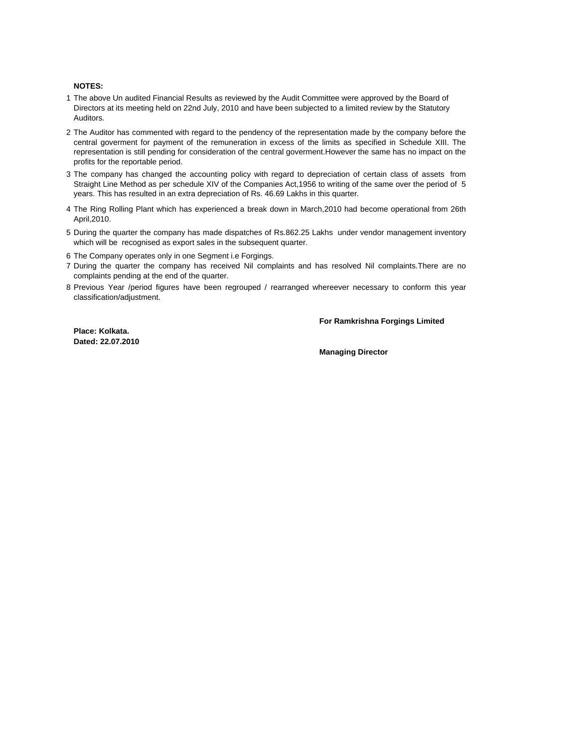**NOTES:**

1. The above Un audited Financial Results as reviewed by the Audit Committee were approved by the Board of Directors at its meeting held on 22nd July, 2010 and have been subjected to a limited review by the Statutory Auditors.
2. The Auditor has commented with regard to the pendency of the representation made by the company before the central goverment for payment of the remuneration in excess of the limits as specified in Schedule XIII. The representation is still pending for consideration of the central goverment.However the same has no impact on the profits for the reportable period.
3. The company has changed the accounting policy with regard to depreciation of certain class of assets from Straight Line Method as per schedule XIV of the Companies Act,1956 to writing of the same over the period of 5 years. This has resulted in an extra depreciation of Rs. 46.69 Lakhs in this quarter.
4. The Ring Rolling Plant which has experienced a break down in March,2010 had become operational from 26th April,2010.
5. During the quarter the company has made dispatches of Rs.862.25 Lakhs under vendor management inventory which will be recognised as export sales in the subsequent quarter.
6. The Company operates only in one Segment i.e Forgings.
7. During the quarter the company has received Nil complaints and has resolved Nil complaints.There are no complaints pending at the end of the quarter.
8. Previous Year /period figures have been regrouped / rearranged whereever necessary to conform this year classification/adjustment.

**For Ramkrishna Forgings Limited**

**Place: Kolkata.**
**Dated: 22.07.2010**

**Managing Director**